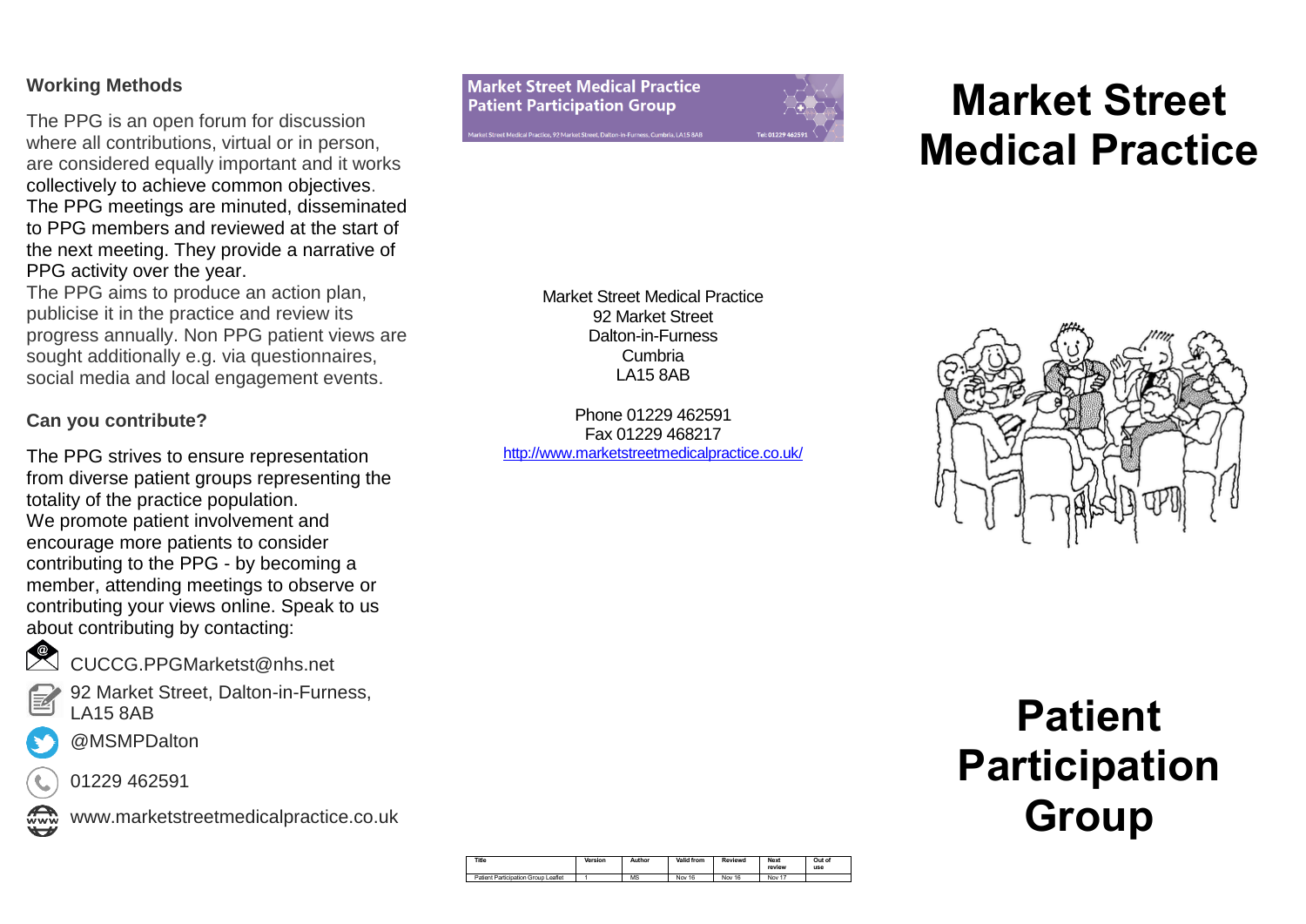## Working Methods

The PPG is an open forum for discussion where all contributions, virtual or in person, are considered equally important and it works collectively to achieve common objectives. The PPG meetings are minuted, disseminated to PPG members and reviewed at the start of the next meeting. They provide a narrative of PPG activity over the year.

The PPG aims to produce an action plan, publicise it in the practice and review its progress annually. Non PPG patient views are sought additionally e.g. via questionnaires, social media and local engagement events.

## Can you contribute?

The PPG strives to ensure representation from diverse patient groups representing the totality of the practice population.

We promote patient involvement and encourage more patients to consider contributing to the PPG - by becoming a member, attending meetings to observe or contributing your views online. Speak to us about contributing by contacting:

- CUCCG.PPGMarketst@nhs.net
- 92 Market Street, Dalton-in-Furness, LA15 8AB
- @MSMPDalton
- 01229 462591
- www.marketstreetmedicalpractice.co.uk

**Market Street Medical Practice**
**Patient Participation Group**

Market Street Medical Practice, 92 Market Street, Dalton-in-Furness, Cumbria, LA15 8AB — Tel: 01229 462591

Market Street Medical Practice
92 Market Street
Dalton-in-Furness
Cumbria
LA15 8AB

Phone 01229 462591
Fax 01229 468217
http://www.marketstreetmedicalpractice.co.uk/

| Title | Version | Author | Valid from | Reviewd | Next review | Out of use |
|---|---|---|---|---|---|---|
| Patient Participation Group Leaflet | 1 | MS | Nov 16 | Nov 16 | Nov 17 | |

# Market Street Medical Practice

# Patient Participation Group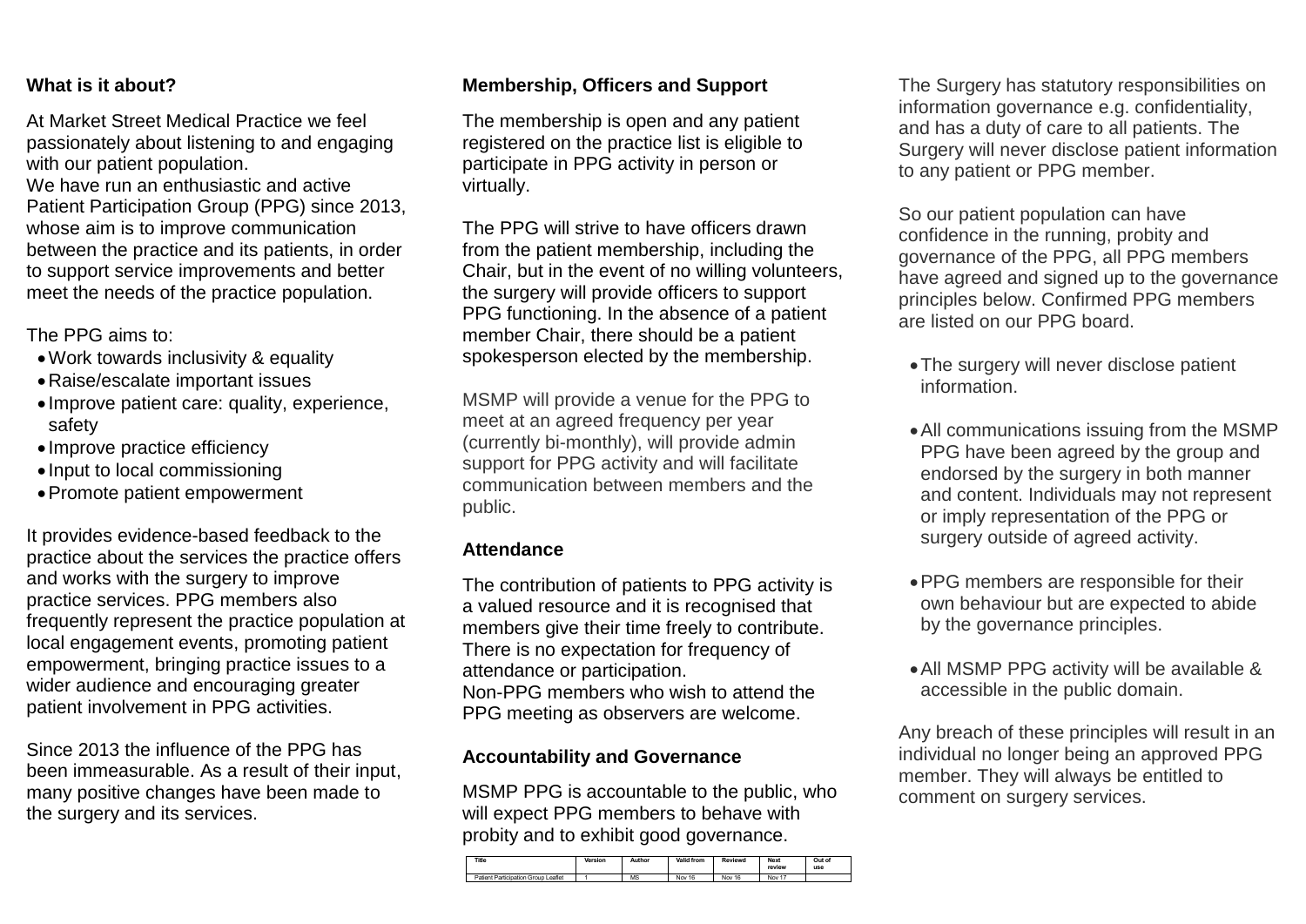## What is it about?

At Market Street Medical Practice we feel passionately about listening to and engaging with our patient population.
We have run an enthusiastic and active Patient Participation Group (PPG) since 2013, whose aim is to improve communication between the practice and its patients, in order to support service improvements and better meet the needs of the practice population.

The PPG aims to:

- Work towards inclusivity & equality
- Raise/escalate important issues
- Improve patient care: quality, experience, safety
- Improve practice efficiency
- Input to local commissioning
- Promote patient empowerment

It provides evidence-based feedback to the practice about the services the practice offers and works with the surgery to improve practice services. PPG members also frequently represent the practice population at local engagement events, promoting patient empowerment, bringing practice issues to a wider audience and encouraging greater patient involvement in PPG activities.

Since 2013 the influence of the PPG has been immeasurable. As a result of their input, many positive changes have been made to the surgery and its services.

## Membership, Officers and Support

The membership is open and any patient registered on the practice list is eligible to participate in PPG activity in person or virtually.

The PPG will strive to have officers drawn from the patient membership, including the Chair, but in the event of no willing volunteers, the surgery will provide officers to support PPG functioning. In the absence of a patient member Chair, there should be a patient spokesperson elected by the membership.

MSMP will provide a venue for the PPG to meet at an agreed frequency per year (currently bi-monthly), will provide admin support for PPG activity and will facilitate communication between members and the public.

## Attendance

The contribution of patients to PPG activity is a valued resource and it is recognised that members give their time freely to contribute. There is no expectation for frequency of attendance or participation.
Non-PPG members who wish to attend the PPG meeting as observers are welcome.

## Accountability and Governance

MSMP PPG is accountable to the public, who will expect PPG members to behave with probity and to exhibit good governance.

| Title | Version | Author | Valid from | Reviewd | Next review | Out of use |
|---|---|---|---|---|---|---|
| Patient Participation Group Leaflet | 1 | MS | Nov 16 | Nov 16 | Nov 17 | |

The Surgery has statutory responsibilities on information governance e.g. confidentiality, and has a duty of care to all patients. The Surgery will never disclose patient information to any patient or PPG member.

So our patient population can have confidence in the running, probity and governance of the PPG, all PPG members have agreed and signed up to the governance principles below. Confirmed PPG members are listed on our PPG board.

- The surgery will never disclose patient information.
- All communications issuing from the MSMP PPG have been agreed by the group and endorsed by the surgery in both manner and content. Individuals may not represent or imply representation of the PPG or surgery outside of agreed activity.
- PPG members are responsible for their own behaviour but are expected to abide by the governance principles.
- All MSMP PPG activity will be available & accessible in the public domain.

Any breach of these principles will result in an individual no longer being an approved PPG member. They will always be entitled to comment on surgery services.